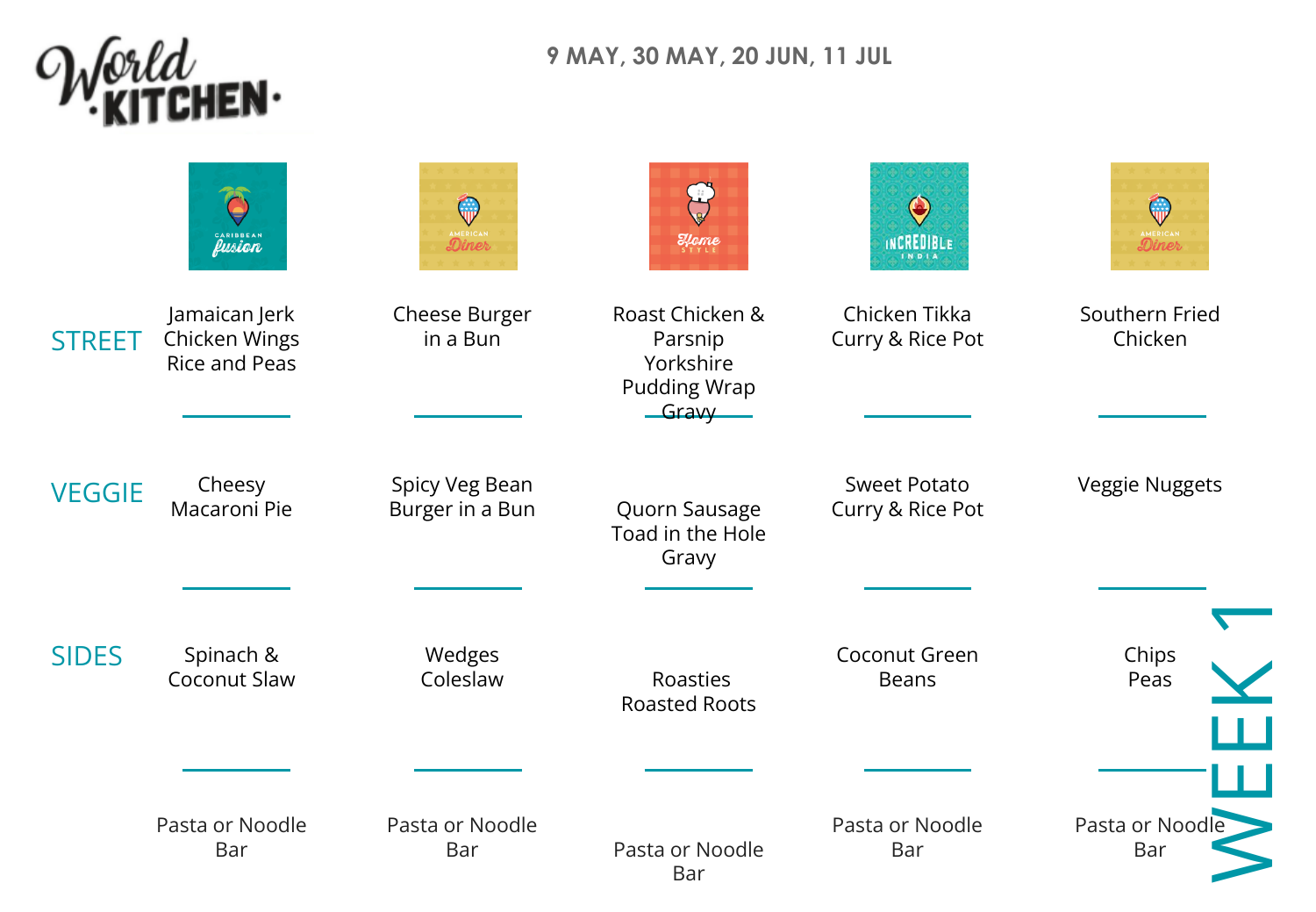# World Kitchen

**9 MAY, 30 MAY, 20 JUN, 11 JUL**

## WEEK 1

| | Caribbean Fusion | American Diner | Home Style | Incredible India | American Diner |
|---|---|---|---|---|---|
| STREET | Jamaican Jerk Chicken Wings Rice and Peas | Cheese Burger in a Bun | Roast Chicken & Parsnip Yorkshire Pudding Wrap Gravy | Chicken Tikka Curry & Rice Pot | Southern Fried Chicken |
| VEGGIE | Cheesy Macaroni Pie | Spicy Veg Bean Burger in a Bun | Quorn Sausage Toad in the Hole Gravy | Sweet Potato Curry & Rice Pot | Veggie Nuggets |
| SIDES | Spinach & Coconut Slaw | Wedges Coleslaw | Roasties Roasted Roots | Coconut Green Beans | Chips Peas |
| | Pasta or Noodle Bar | Pasta or Noodle Bar | Pasta or Noodle Bar | Pasta or Noodle Bar | Pasta or Noodle Bar |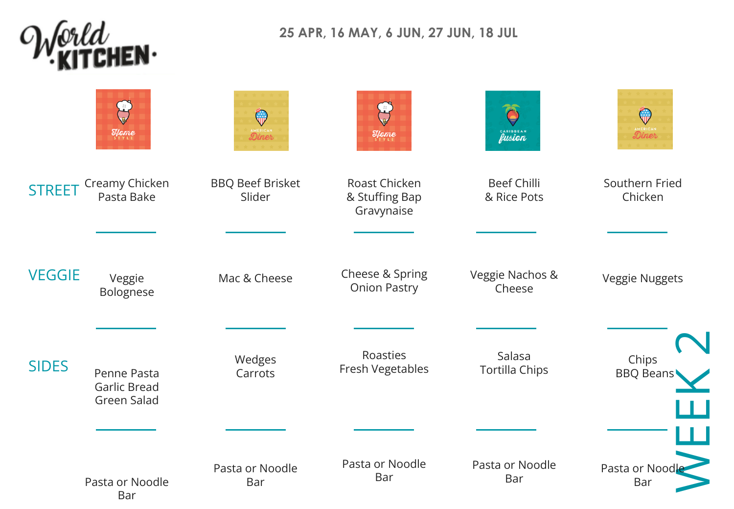# World Kitchen

**25 APR, 16 MAY, 6 JUN, 27 JUN, 18 JUL**

## WEEK 2

| | Home Style | American Diner | Home Style | Caribbean Fusion | American Diner |
|---|---|---|---|---|---|
| **STREET** | Creamy Chicken Pasta Bake | BBQ Beef Brisket Slider | Roast Chicken & Stuffing Bap Gravynaise | Beef Chilli & Rice Pots | Southern Fried Chicken |
| **VEGGIE** | Veggie Bolognese | Mac & Cheese | Cheese & Spring Onion Pastry | Veggie Nachos & Cheese | Veggie Nuggets |
| **SIDES** | Penne Pasta<br>Garlic Bread<br>Green Salad | Wedges<br>Carrots | Roasties<br>Fresh Vegetables | Salasa<br>Tortilla Chips | Chips<br>BBQ Beans |
| | Pasta or Noodle Bar | Pasta or Noodle Bar | Pasta or Noodle Bar | Pasta or Noodle Bar | Pasta or Noodle Bar |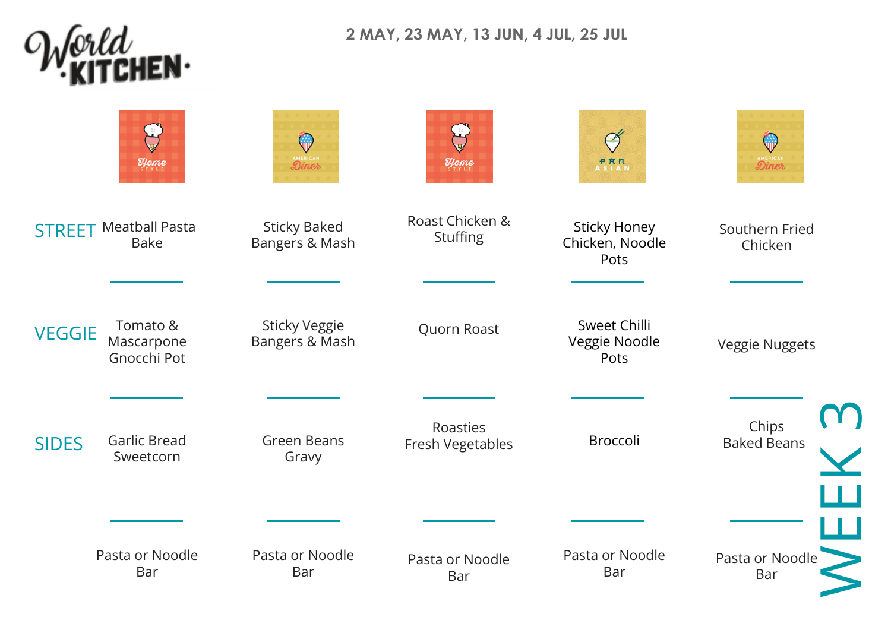# World Kitchen

## 2 MAY, 23 MAY, 13 JUN, 4 JUL, 25 JUL

## WEEK 3

| | Home Style | American Diner | Home Style | Pan Asian | American Diner |
|---|---|---|---|---|---|
| STREET | Meatball Pasta Bake | Sticky Baked Bangers & Mash | Roast Chicken & Stuffing | Sticky Honey Chicken, Noodle Pots | Southern Fried Chicken |
| VEGGIE | Tomato & Mascarpone Gnocchi Pot | Sticky Veggie Bangers & Mash | Quorn Roast | Sweet Chilli Veggie Noodle Pots | Veggie Nuggets |
| SIDES | Garlic Bread<br>Sweetcorn | Green Beans<br>Gravy | Roasties<br>Fresh Vegetables | Broccoli | Chips<br>Baked Beans |
| | Pasta or Noodle Bar | Pasta or Noodle Bar | Pasta or Noodle Bar | Pasta or Noodle Bar | Pasta or Noodle Bar |